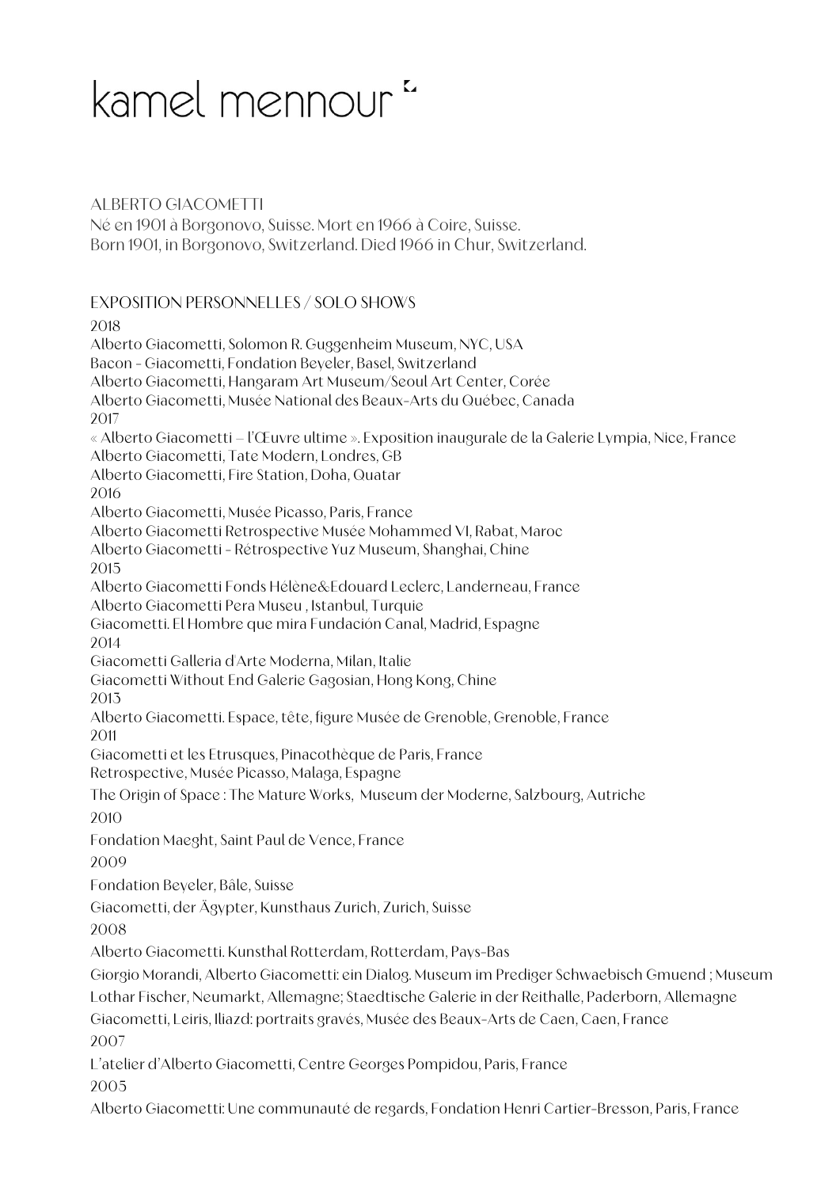# kamel mennour

ALBERTO GIACOMETTI
Né en 1901 à Borgonovo, Suisse. Mort en 1966 à Coire, Suisse.
Born 1901, in Borgonovo, Switzerland. Died 1966 in Chur, Switzerland.

## EXPOSITION PERSONNELLES / SOLO SHOWS

2018
Alberto Giacometti, Solomon R. Guggenheim Museum, NYC, USA
Bacon - Giacometti, Fondation Beyeler, Basel, Switzerland
Alberto Giacometti, Hangaram Art Museum/Seoul Art Center, Corée
Alberto Giacometti, Musée National des Beaux-Arts du Québec, Canada

2017
« Alberto Giacometti – l'Œuvre ultime ». Exposition inaugurale de la Galerie Lympia, Nice, France
Alberto Giacometti, Tate Modern, Londres, GB
Alberto Giacometti, Fire Station, Doha, Quatar

2016
Alberto Giacometti, Musée Picasso, Paris, France
Alberto Giacometti Retrospective Musée Mohammed VI, Rabat, Maroc
Alberto Giacometti - Rétrospective Yuz Museum, Shanghai, Chine

2015
Alberto Giacometti Fonds Hélène&Edouard Leclerc, Landerneau, France
Alberto Giacometti Pera Museu , Istanbul, Turquie
Giacometti. El Hombre que mira Fundación Canal, Madrid, Espagne

2014
Giacometti Galleria d'Arte Moderna, Milan, Italie
Giacometti Without End Galerie Gagosian, Hong Kong, Chine

2013
Alberto Giacometti. Espace, tête, figure Musée de Grenoble, Grenoble, France

2011
Giacometti et les Etrusques, Pinacothèque de Paris, France
Retrospective, Musée Picasso, Malaga, Espagne
The Origin of Space : The Mature Works, Museum der Moderne, Salzbourg, Autriche

2010
Fondation Maeght, Saint Paul de Vence, France

2009
Fondation Beyeler, Bâle, Suisse
Giacometti, der Ägypter, Kunsthaus Zurich, Zurich, Suisse

2008
Alberto Giacometti. Kunsthal Rotterdam, Rotterdam, Pays-Bas
Giorgio Morandi, Alberto Giacometti: ein Dialog. Museum im Prediger Schwaebisch Gmuend ; Museum Lothar Fischer, Neumarkt, Allemagne; Staedtische Galerie in der Reithalle, Paderborn, Allemagne
Giacometti, Leiris, Iliazd: portraits gravés, Musée des Beaux-Arts de Caen, Caen, France

2007
L'atelier d'Alberto Giacometti, Centre Georges Pompidou, Paris, France

2005
Alberto Giacometti: Une communauté de regards, Fondation Henri Cartier-Bresson, Paris, France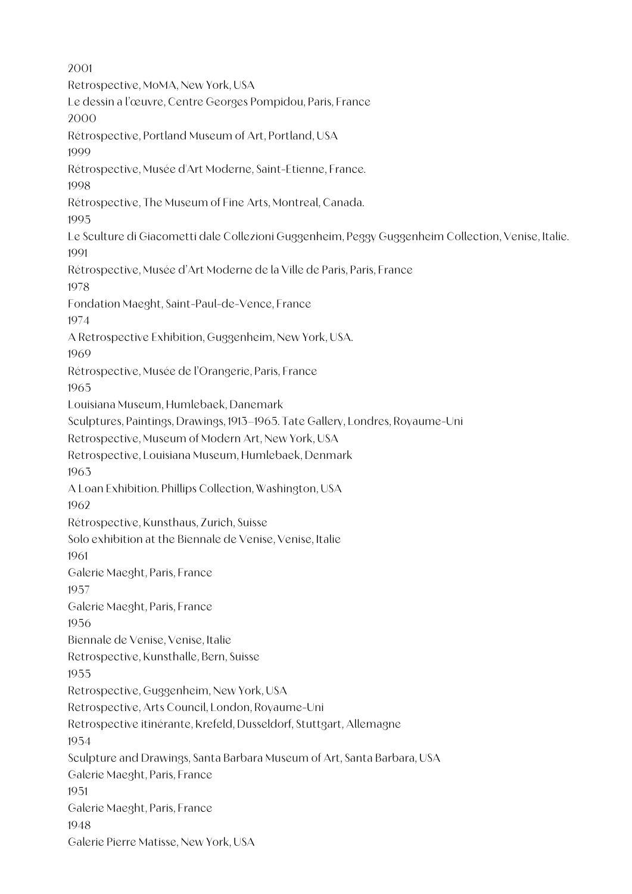2001

Retrospective, MoMA, New York, USA

Le dessin a l'œuvre, Centre Georges Pompidou, Paris, France

2000

Rétrospective, Portland Museum of Art, Portland, USA

1999

Rétrospective, Musée d'Art Moderne, Saint-Etienne, France.

1998

Rétrospective, The Museum of Fine Arts, Montreal, Canada.

1995

Le Sculture di Giacometti dale Collezioni Guggenheim, Peggy Guggenheim Collection, Venise, Italie.

1991

Rétrospective, Musée d'Art Moderne de la Ville de Paris, Paris, France

1978

Fondation Maeght, Saint-Paul-de-Vence, France

1974

A Retrospective Exhibition, Guggenheim, New York, USA.

1969

Rétrospective, Musée de l'Orangerie, Paris, France

1965

Louisiana Museum, Humlebaek, Danemark

Sculptures, Paintings, Drawings, 1913–1965. Tate Gallery, Londres, Royaume-Uni

Retrospective, Museum of Modern Art, New York, USA

Retrospective, Louisiana Museum, Humlebaek, Denmark

1963

A Loan Exhibition. Phillips Collection, Washington, USA

1962

Rétrospective, Kunsthaus, Zurich, Suisse

Solo exhibition at the Biennale de Venise, Venise, Italie

1961

Galerie Maeght, Paris, France

1957

Galerie Maeght, Paris, France

1956

Biennale de Venise, Venise, Italie

Retrospective, Kunsthalle, Bern, Suisse

1955

Retrospective, Guggenheim, New York, USA

Retrospective, Arts Council, London, Royaume-Uni

Retrospective itinérante, Krefeld, Dusseldorf, Stuttgart, Allemagne

1954

Sculpture and Drawings, Santa Barbara Museum of Art, Santa Barbara, USA

Galerie Maeght, Paris, France

1951

Galerie Maeght, Paris, France

1948

Galerie Pierre Matisse, New York, USA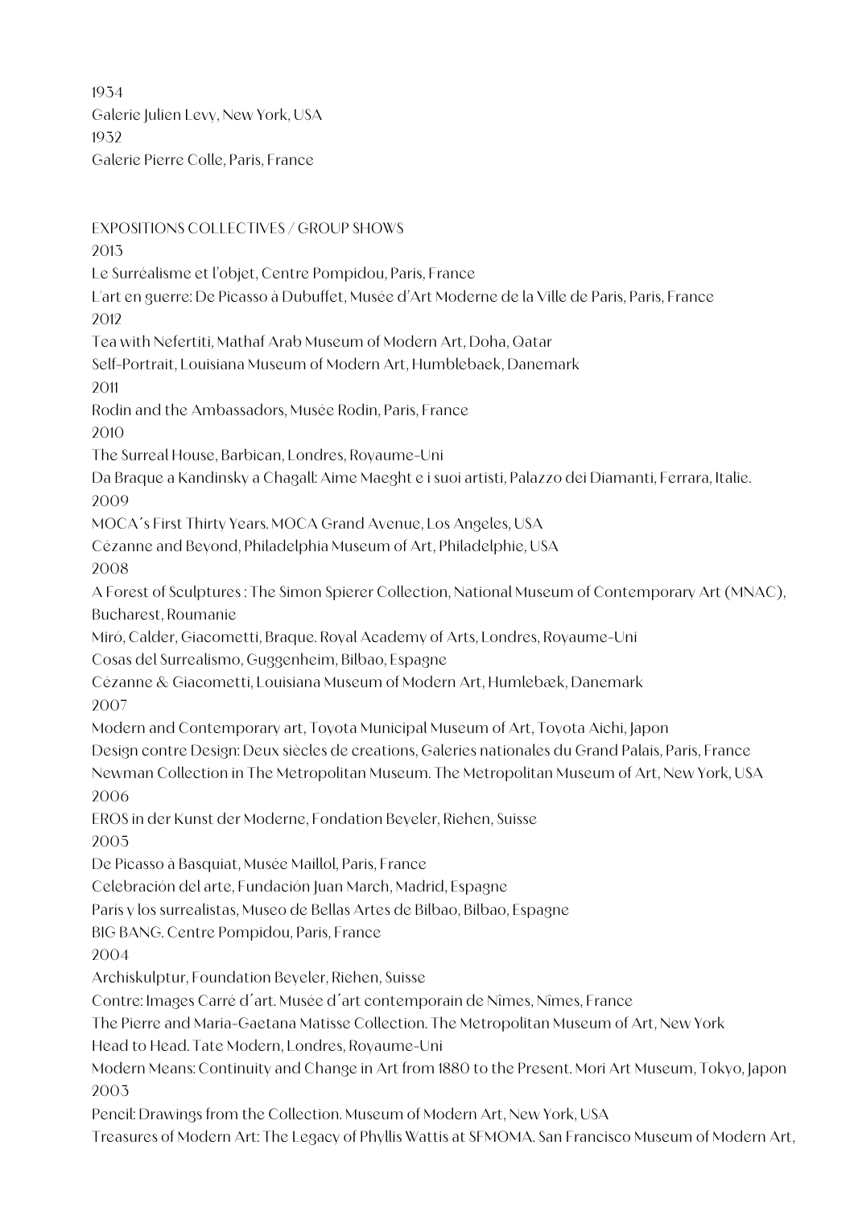1934
Galerie Julien Levy, New York, USA
1932
Galerie Pierre Colle, Paris, France

## EXPOSITIONS COLLECTIVES / GROUP SHOWS

2013
Le Surréalisme et l'objet, Centre Pompidou, Paris, France
L'art en guerre: De Picasso à Dubuffet, Musée d'Art Moderne de la Ville de Paris, Paris, France
2012
Tea with Nefertiti, Mathaf Arab Museum of Modern Art, Doha, Qatar
Self-Portrait, Louisiana Museum of Modern Art, Humblebaek, Danemark
2011
Rodin and the Ambassadors, Musée Rodin, Paris, France
2010
The Surreal House, Barbican, Londres, Royaume-Uni
Da Braque a Kandinsky a Chagall: Aime Maeght e i suoi artisti, Palazzo dei Diamanti, Ferrara, Italie.
2009
MOCA´s First Thirty Years. MOCA Grand Avenue, Los Angeles, USA
Cézanne and Beyond, Philadelphia Museum of Art, Philadelphie, USA
2008
A Forest of Sculptures : The Simon Spierer Collection, National Museum of Contemporary Art (MNAC), Bucharest, Roumanie
Miró, Calder, Giacometti, Braque. Royal Academy of Arts, Londres, Royaume-Uni
Cosas del Surrealismo, Guggenheim, Bilbao, Espagne
Cézanne & Giacometti, Louisiana Museum of Modern Art, Humlebæk, Danemark
2007
Modern and Contemporary art, Toyota Municipal Museum of Art, Toyota Aichi, Japon
Design contre Design: Deux siècles de creations, Galeries nationales du Grand Palais, Paris, France
Newman Collection in The Metropolitan Museum. The Metropolitan Museum of Art, New York, USA
2006
EROS in der Kunst der Moderne, Fondation Beyeler, Riehen, Suisse
2005
De Picasso à Basquiat, Musée Maillol, Paris, France
Celebración del arte, Fundación Juan March, Madrid, Espagne
París y los surrealistas, Museo de Bellas Artes de Bilbao, Bilbao, Espagne
BIG BANG. Centre Pompidou, Paris, France
2004
Archiskulptur, Foundation Beyeler, Riehen, Suisse
Contre: Images Carré d´art. Musée d´art contemporain de Nîmes, Nîmes, France
The Pierre and Maria-Gaetana Matisse Collection. The Metropolitan Museum of Art, New York
Head to Head. Tate Modern, Londres, Royaume-Uni
Modern Means: Continuity and Change in Art from 1880 to the Present. Mori Art Museum, Tokyo, Japon
2003
Pencil: Drawings from the Collection. Museum of Modern Art, New York, USA
Treasures of Modern Art: The Legacy of Phyllis Wattis at SFMOMA. San Francisco Museum of Modern Art,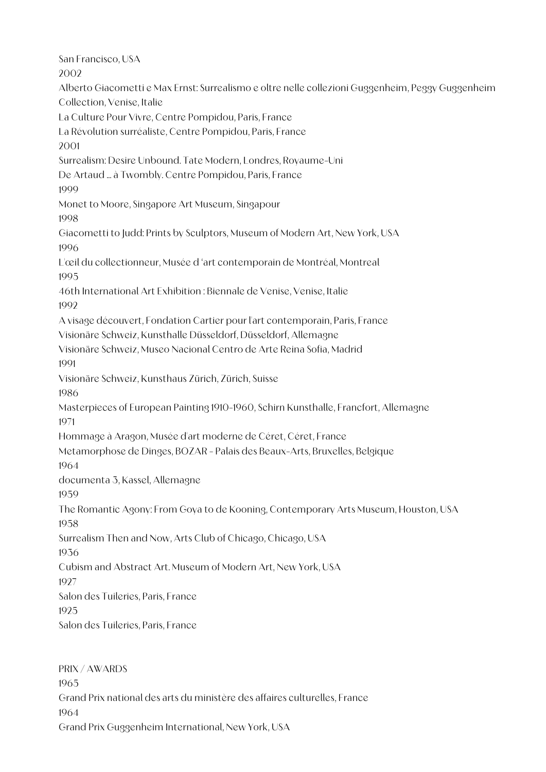San Francisco, USA

2002

Alberto Giacometti e Max Ernst: Surrealismo e oltre nelle collezioni Guggenheim, Peggy Guggenheim Collection, Venise, Italie

La Culture Pour Vivre, Centre Pompidou, Paris, France

La Révolution surréaliste, Centre Pompidou, Paris, France

2001

Surrealism: Desire Unbound. Tate Modern, Londres, Royaume-Uni

De Artaud … à Twombly. Centre Pompidou, Paris, France

1999

Monet to Moore, Singapore Art Museum, Singapour

1998

Giacometti to Judd: Prints by Sculptors, Museum of Modern Art, New York, USA

1996

L'œil du collectionneur, Musée d 'art contemporain de Montréal, Montreal

1995

46th International Art Exhibition : Biennale de Venise, Venise, Italie

1992

A visage découvert, Fondation Cartier pour l'art contemporain, Paris, France

Visionäre Schweiz, Kunsthalle Düsseldorf, Düsseldorf, Allemagne

Visionäre Schweiz, Museo Nacional Centro de Arte Reina Sofia, Madrid

1991

Visionäre Schweiz, Kunsthaus Zürich, Zürich, Suisse

1986

Masterpieces of European Painting 1910-1960, Schirn Kunsthalle, Francfort, Allemagne

1971

Hommage à Aragon, Musée d'art moderne de Céret, Céret, France

Metamorphose de Dinges, BOZAR - Palais des Beaux-Arts, Bruxelles, Belgique

1964

documenta 3, Kassel, Allemagne

1959

The Romantic Agony: From Goya to de Kooning, Contemporary Arts Museum, Houston, USA

1958

Surrealism Then and Now, Arts Club of Chicago, Chicago, USA

1936

Cubism and Abstract Art. Museum of Modern Art, New York, USA

1927

Salon des Tuileries, Paris, France

1925

Salon des Tuileries, Paris, France

PRIX / AWARDS

1965

Grand Prix national des arts du ministère des affaires culturelles, France

1964

Grand Prix Guggenheim International, New York, USA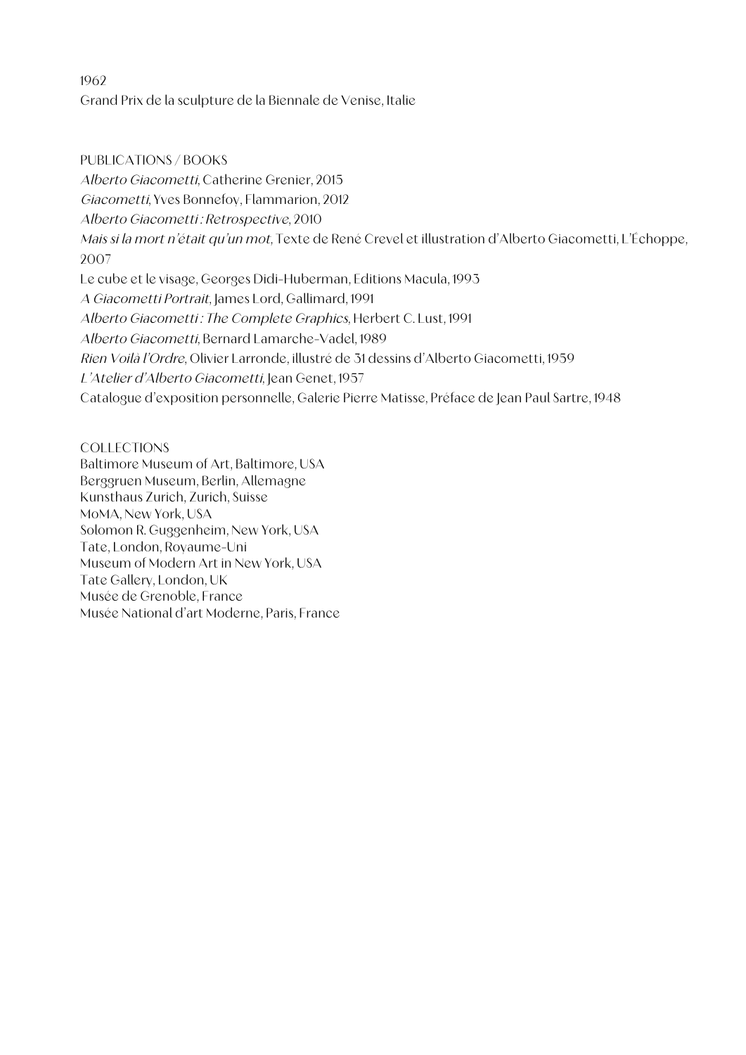1962
Grand Prix de la sculpture de la Biennale de Venise, Italie

PUBLICATIONS / BOOKS

*Alberto Giacometti,* Catherine Grenier, 2015
*Giacometti,* Yves Bonnefoy, Flammarion, 2012
*Alberto Giacometti : Retrospective,* 2010
*Mais si la mort n'était qu'un mot,* Texte de René Crevel et illustration d'Alberto Giacometti, L'Échoppe, 2007
Le cube et le visage, Georges Didi-Huberman, Editions Macula, 1993
*A Giacometti Portrait,* James Lord, Gallimard, 1991
*Alberto Giacometti : The Complete Graphics,* Herbert C. Lust, 1991
*Alberto Giacometti,* Bernard Lamarche-Vadel, 1989
*Rien Voilà l'Ordre,* Olivier Larronde, illustré de 31 dessins d'Alberto Giacometti, 1959
*L'Atelier d'Alberto Giacometti,* Jean Genet, 1957
Catalogue d'exposition personnelle, Galerie Pierre Matisse, Préface de Jean Paul Sartre, 1948

COLLECTIONS

Baltimore Museum of Art, Baltimore, USA
Berggruen Museum, Berlin, Allemagne
Kunsthaus Zurich, Zurich, Suisse
MoMA, New York, USA
Solomon R. Guggenheim, New York, USA
Tate, London, Royaume-Uni
Museum of Modern Art in New York, USA
Tate Gallery, London, UK
Musée de Grenoble, France
Musée National d'art Moderne, Paris, France